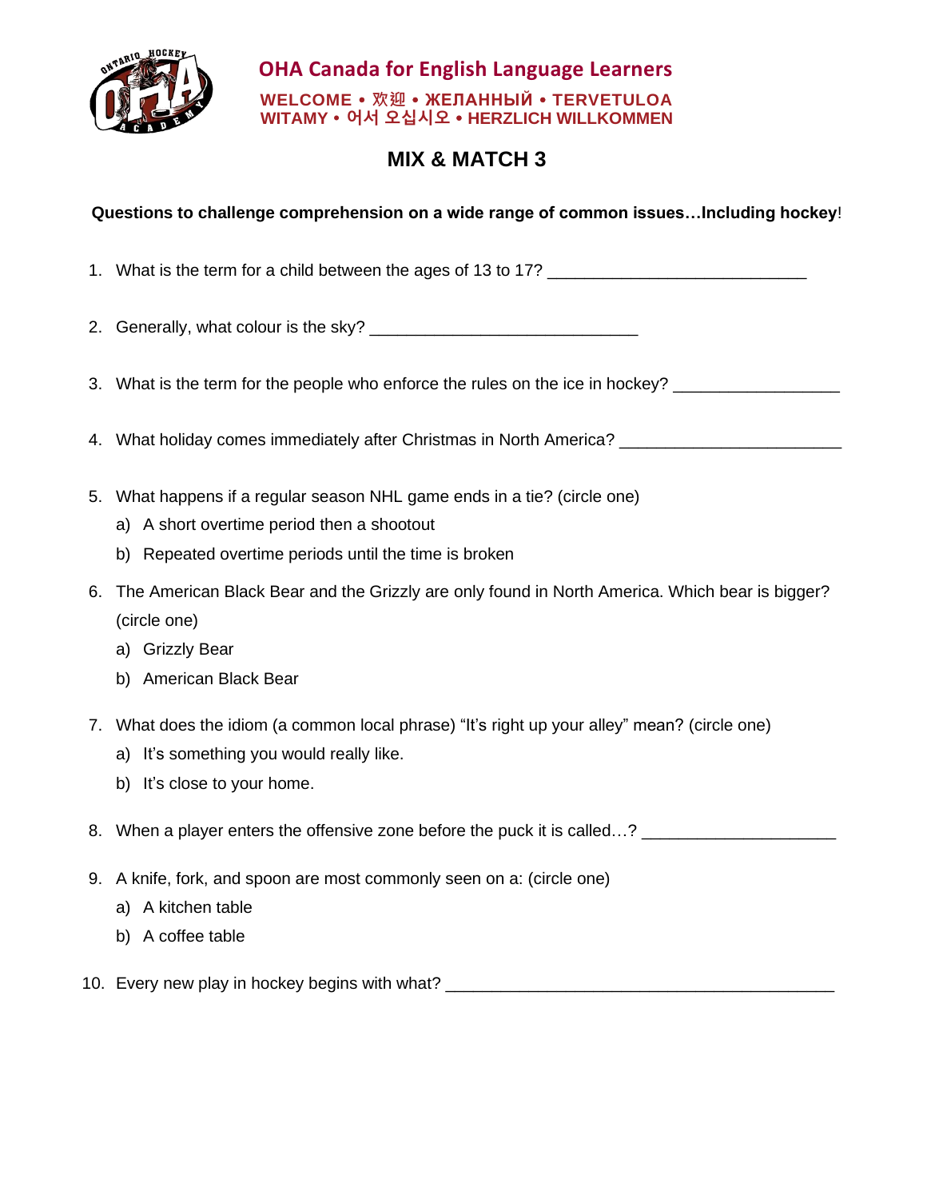# OHA Canada for English Language Learners

**WELCOME • 欢迎 • ЖЕЛАННЫЙ • TERVETULOA**
**WITAMY • 어서 오십시오 • HERZLICH WILLKOMMEN**

## MIX & MATCH 3

**Questions to challenge comprehension on a wide range of common issues…Including hockey**!

1. What is the term for a child between the ages of 13 to 17? ___________________________

2. Generally, what colour is the sky? ____________________________

3. What is the term for the people who enforce the rules on the ice in hockey? _________________

4. What holiday comes immediately after Christmas in North America? _______________________

5. What happens if a regular season NHL game ends in a tie? (circle one)
   a) A short overtime period then a shootout
   b) Repeated overtime periods until the time is broken

6. The American Black Bear and the Grizzly are only found in North America. Which bear is bigger? (circle one)
   a) Grizzly Bear
   b) American Black Bear

7. What does the idiom (a common local phrase) "It's right up your alley" mean? (circle one)
   a) It's something you would really like.
   b) It's close to your home.

8. When a player enters the offensive zone before the puck it is called…? ____________________

9. A knife, fork, and spoon are most commonly seen on a: (circle one)
   a) A kitchen table
   b) A coffee table

10. Every new play in hockey begins with what? ___________________________________________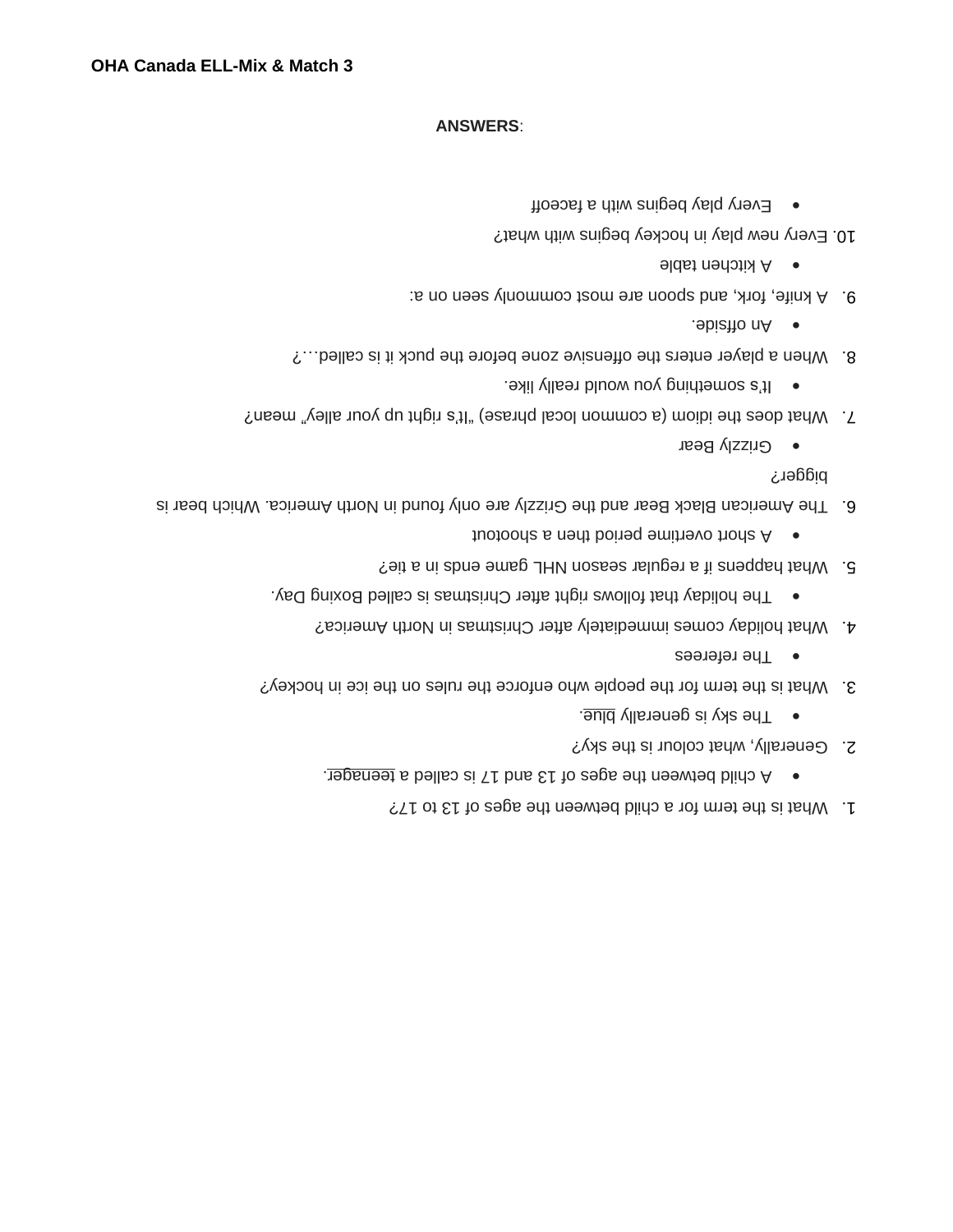**OHA Canada ELL-Mix & Match 3**

**ANSWERS**:

1. What is the term for a child between the ages of 13 to 17?
   - A child between the ages of 13 and 17 is called a teenager.
2. Generally, what colour is the sky?
   - The sky is generally blue.
3. What is the term for the people who enforce the rules on the ice in hockey?
   - The referees
4. What holiday comes immediately after Christmas in North America?
   - The holiday that follows right after Christmas is called Boxing Day.
5. What happens if a regular season NHL game ends in a tie?
   - A short overtime period then a shootout
6. The American Black Bear and the Grizzly are only found in North America. Which bear is bigger?
   - Grizzly Bear
7. What does the idiom (a common local phrase) "It's right up your alley" mean?
   - It's something you would really like.
8. When a player enters the offensive zone before the puck it is called…?
   - An offside.
9. A knife, fork, and spoon are most commonly seen on a:
   - A kitchen table
10. Every new play in hockey begins with what?
    - Every play begins with a faceoff